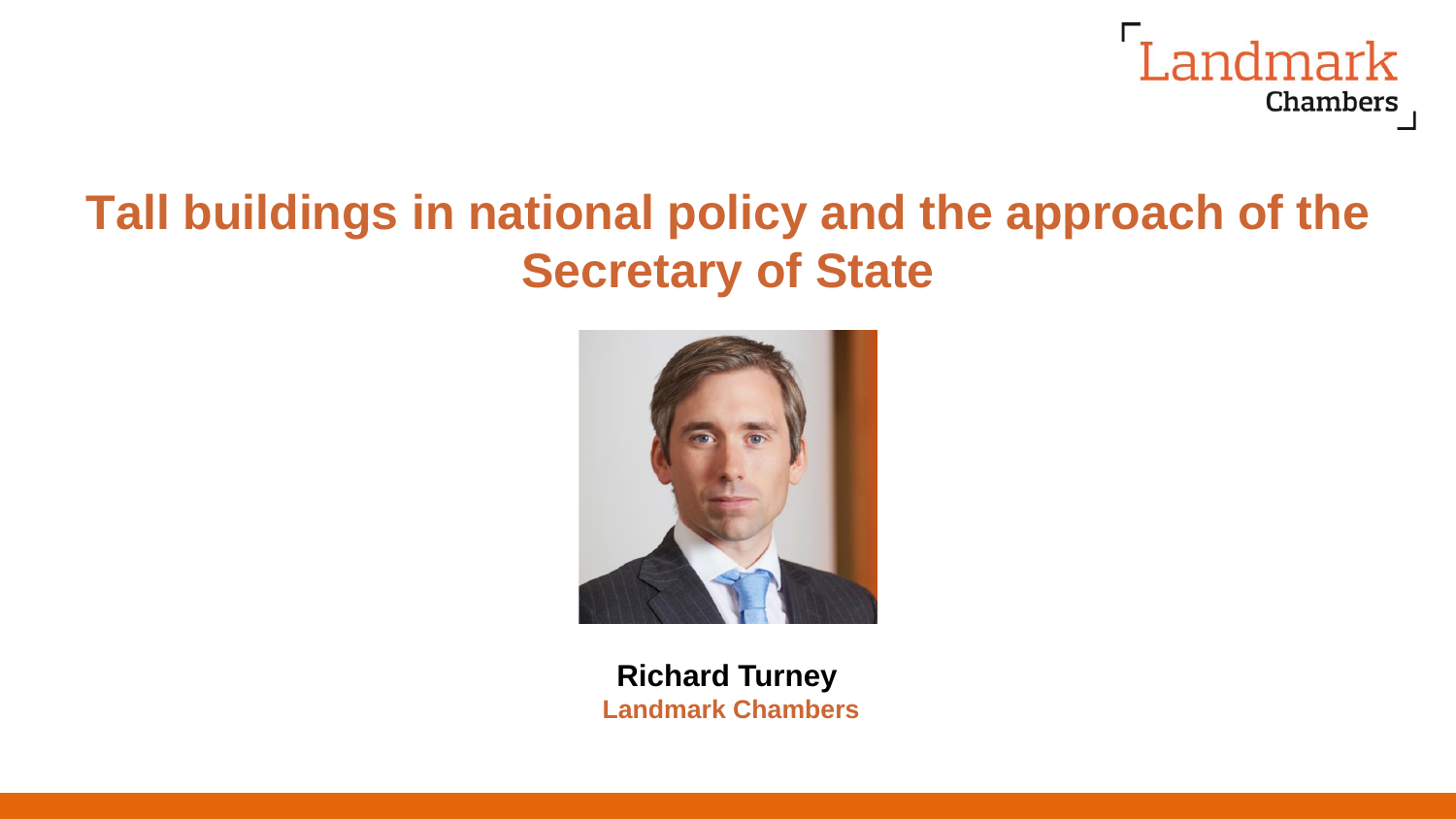Landmark Chambers

# Tall buildings in national policy and the approach of the Secretary of State

**Richard Turney**
**Landmark Chambers**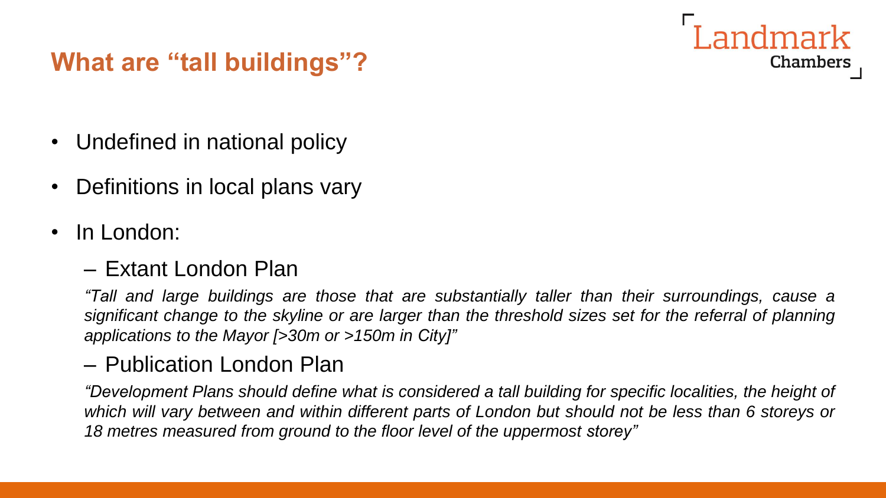## What are "tall buildings"?

- Undefined in national policy
- Definitions in local plans vary
- In London:
  - Extant London Plan

    *"Tall and large buildings are those that are substantially taller than their surroundings, cause a significant change to the skyline or are larger than the threshold sizes set for the referral of planning applications to the Mayor [>30m or >150m in City]"*

  - Publication London Plan

    *"Development Plans should define what is considered a tall building for specific localities, the height of which will vary between and within different parts of London but should not be less than 6 storeys or 18 metres measured from ground to the floor level of the uppermost storey"*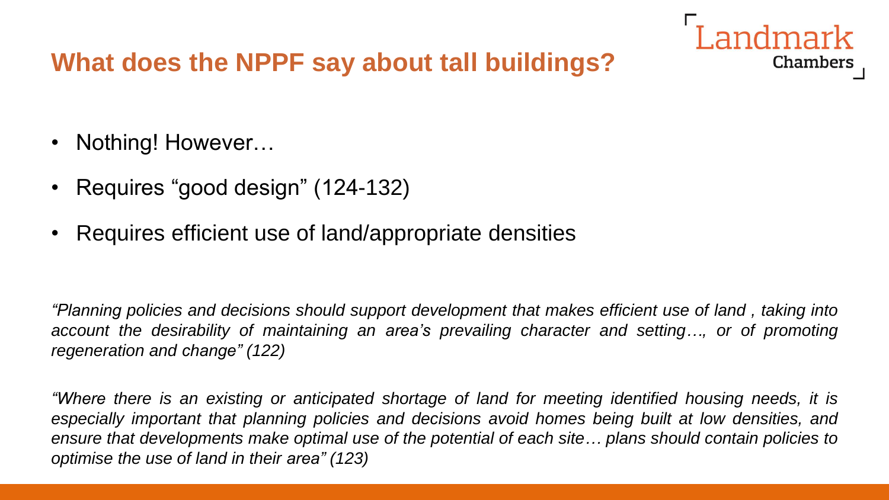## What does the NPPF say about tall buildings?

- Nothing! However…
- Requires "good design" (124-132)
- Requires efficient use of land/appropriate densities

*"Planning policies and decisions should support development that makes efficient use of land , taking into account the desirability of maintaining an area's prevailing character and setting…, or of promoting regeneration and change" (122)*

*"Where there is an existing or anticipated shortage of land for meeting identified housing needs, it is especially important that planning policies and decisions avoid homes being built at low densities, and ensure that developments make optimal use of the potential of each site… plans should contain policies to optimise the use of land in their area" (123)*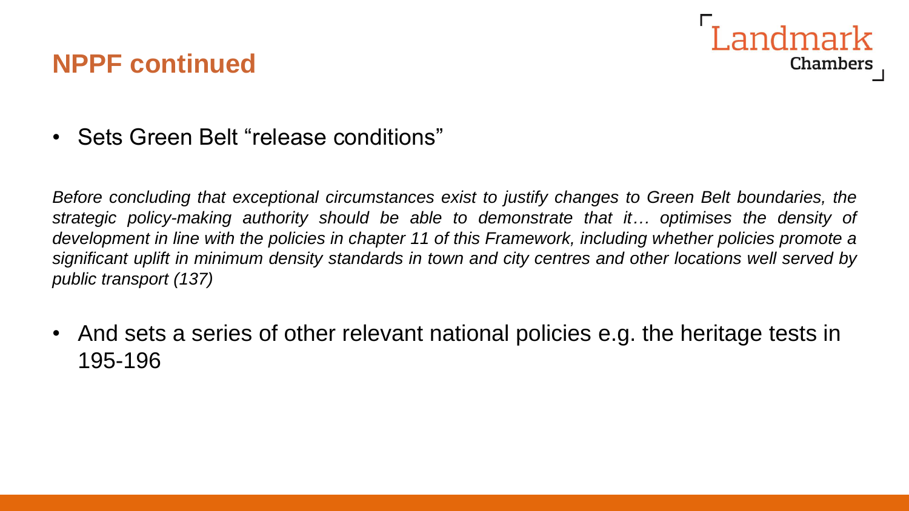# NPPF continued

- Sets Green Belt "release conditions"

*Before concluding that exceptional circumstances exist to justify changes to Green Belt boundaries, the strategic policy-making authority should be able to demonstrate that it… optimises the density of development in line with the policies in chapter 11 of this Framework, including whether policies promote a significant uplift in minimum density standards in town and city centres and other locations well served by public transport (137)*

- And sets a series of other relevant national policies e.g. the heritage tests in 195-196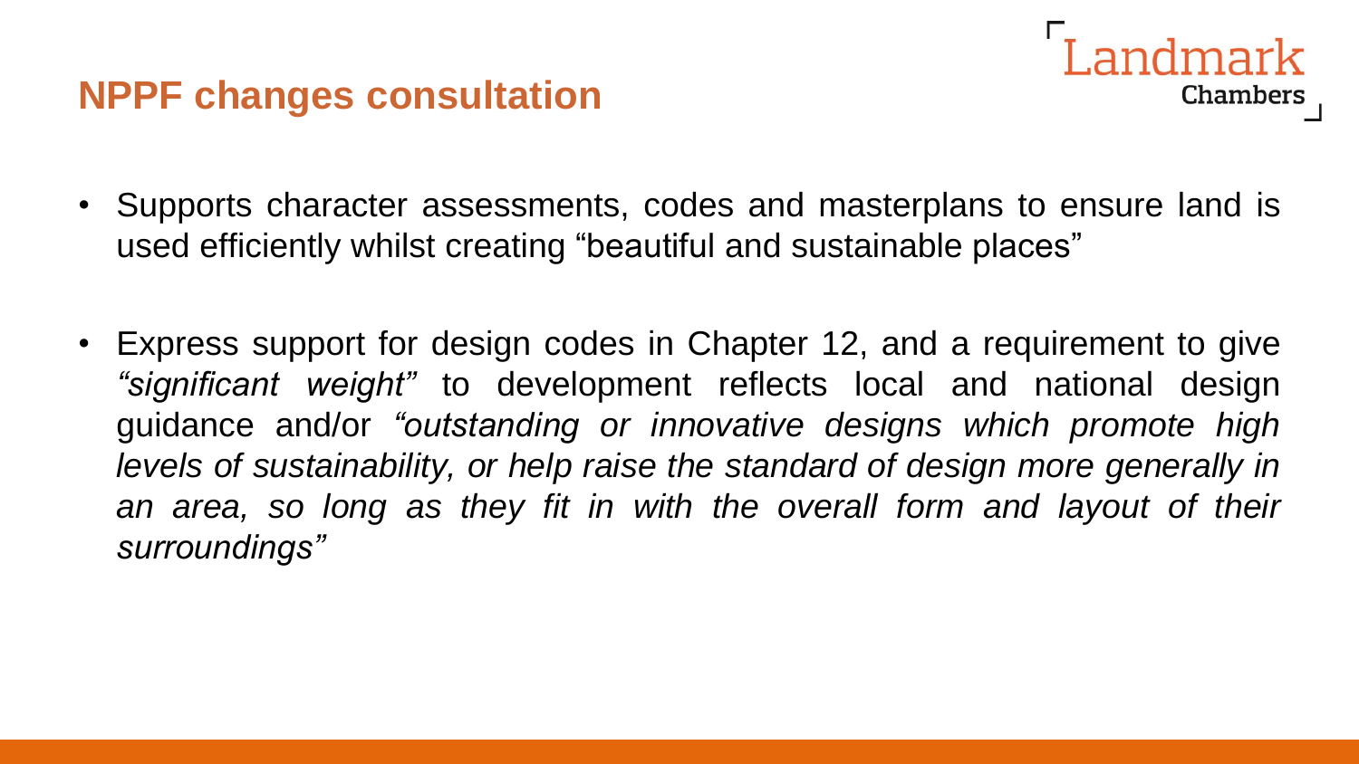# NPPF changes consultation

- Supports character assessments, codes and masterplans to ensure land is used efficiently whilst creating "beautiful and sustainable places"

- Express support for design codes in Chapter 12, and a requirement to give *"significant weight"* to development reflects local and national design guidance and/or *"outstanding or innovative designs which promote high levels of sustainability, or help raise the standard of design more generally in an area, so long as they fit in with the overall form and layout of their surroundings"*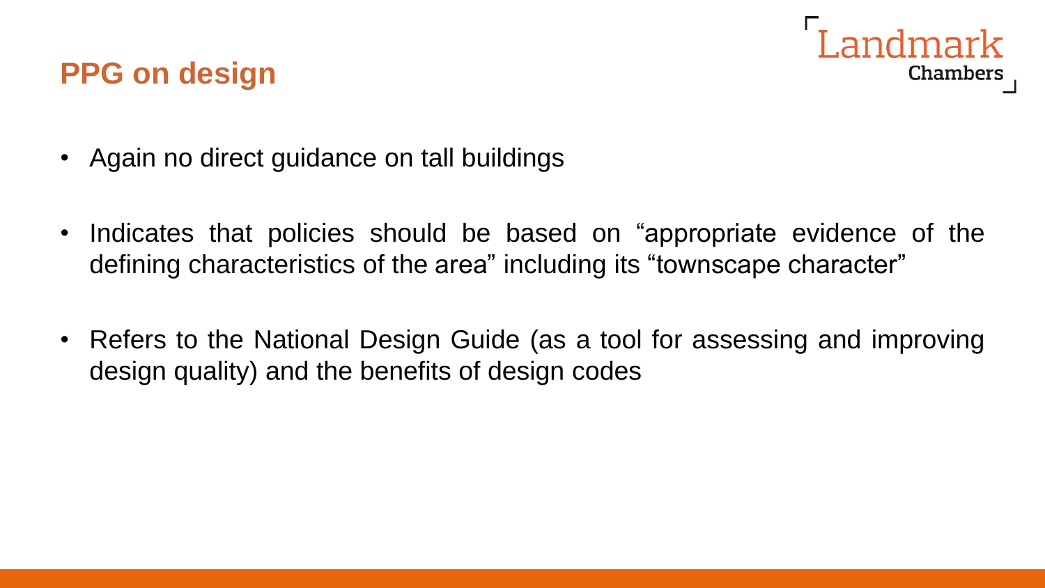# PPG on design

- Again no direct guidance on tall buildings
- Indicates that policies should be based on "appropriate evidence of the defining characteristics of the area" including its "townscape character"
- Refers to the National Design Guide (as a tool for assessing and improving design quality) and the benefits of design codes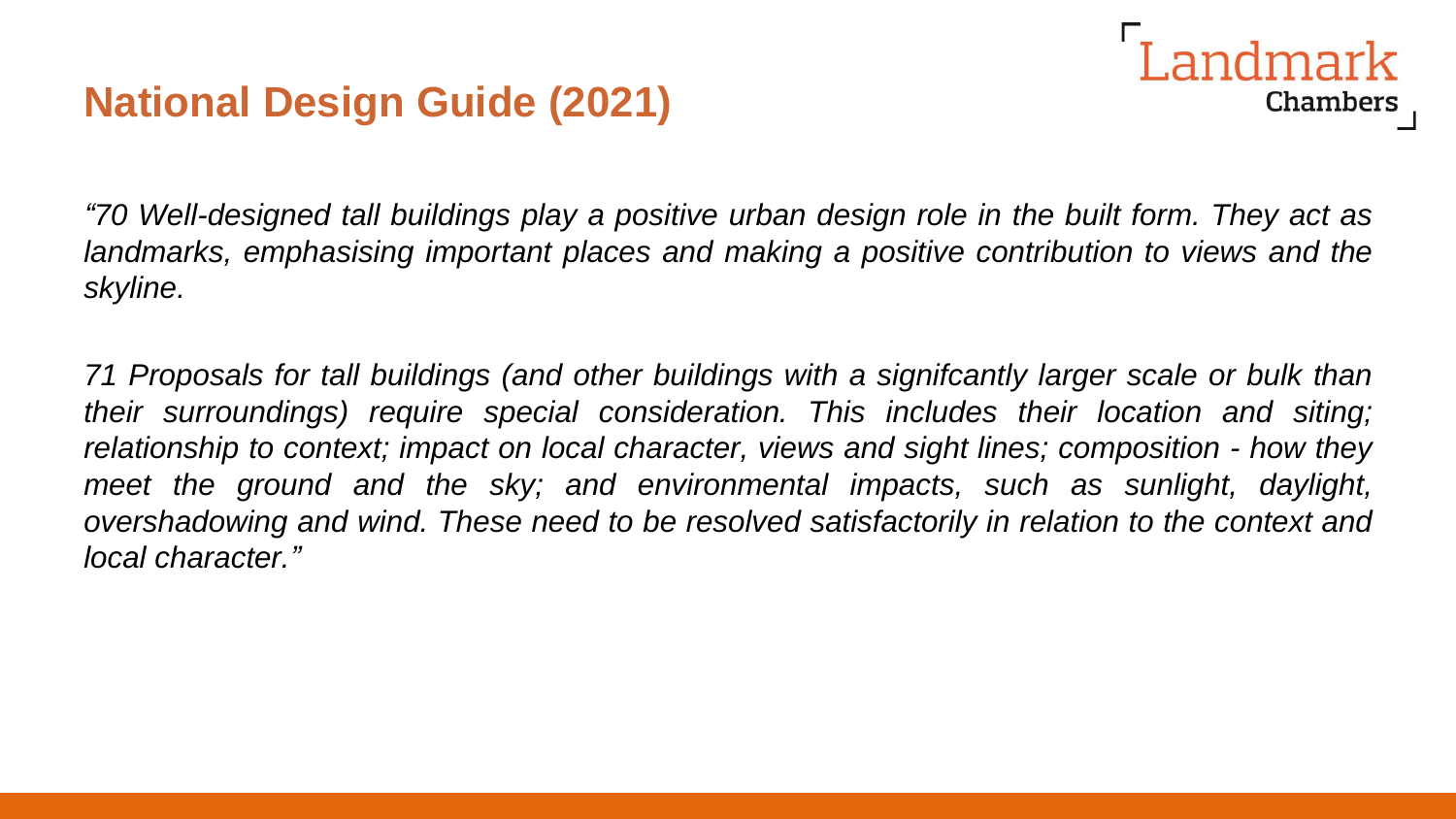## National Design Guide (2021)

*"70 Well-designed tall buildings play a positive urban design role in the built form. They act as landmarks, emphasising important places and making a positive contribution to views and the skyline.*

*71 Proposals for tall buildings (and other buildings with a signifcantly larger scale or bulk than their surroundings) require special consideration. This includes their location and siting; relationship to context; impact on local character, views and sight lines; composition - how they meet the ground and the sky; and environmental impacts, such as sunlight, daylight, overshadowing and wind. These need to be resolved satisfactorily in relation to the context and local character."*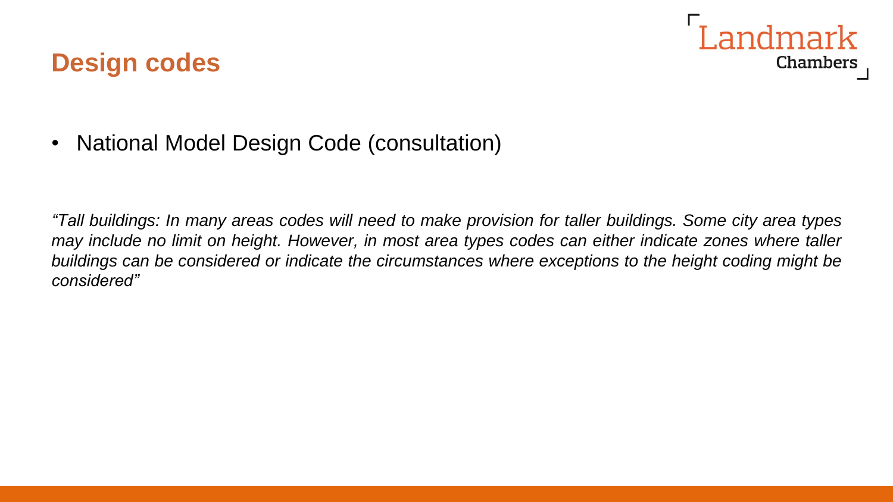## Design codes

- National Model Design Code (consultation)

*"Tall buildings: In many areas codes will need to make provision for taller buildings. Some city area types may include no limit on height. However, in most area types codes can either indicate zones where taller buildings can be considered or indicate the circumstances where exceptions to the height coding might be considered"*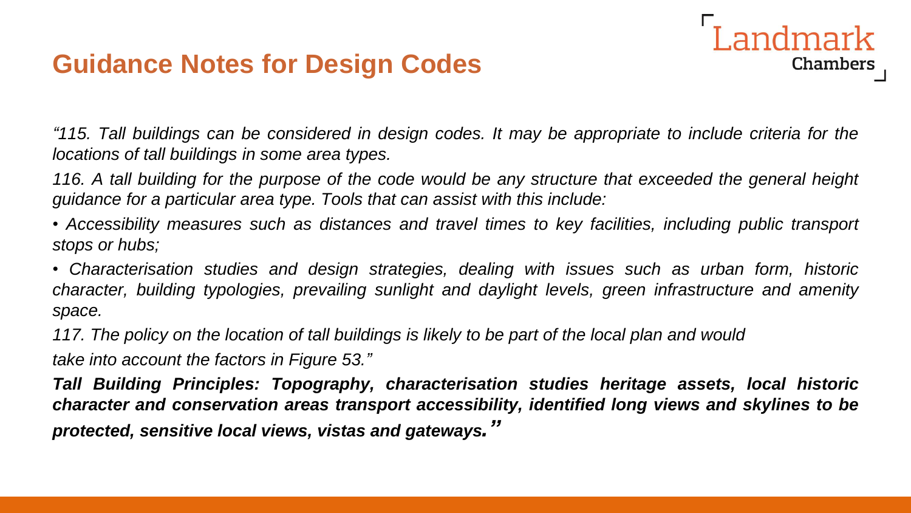# Guidance Notes for Design Codes

*"115. Tall buildings can be considered in design codes. It may be appropriate to include criteria for the locations of tall buildings in some area types.*

*116. A tall building for the purpose of the code would be any structure that exceeded the general height guidance for a particular area type. Tools that can assist with this include:*

- *Accessibility measures such as distances and travel times to key facilities, including public transport stops or hubs;*
- *Characterisation studies and design strategies, dealing with issues such as urban form, historic character, building typologies, prevailing sunlight and daylight levels, green infrastructure and amenity space.*

*117. The policy on the location of tall buildings is likely to be part of the local plan and would take into account the factors in Figure 53."*

***Tall Building Principles: Topography, characterisation studies heritage assets, local historic character and conservation areas transport accessibility, identified long views and skylines to be protected, sensitive local views, vistas and gateways."***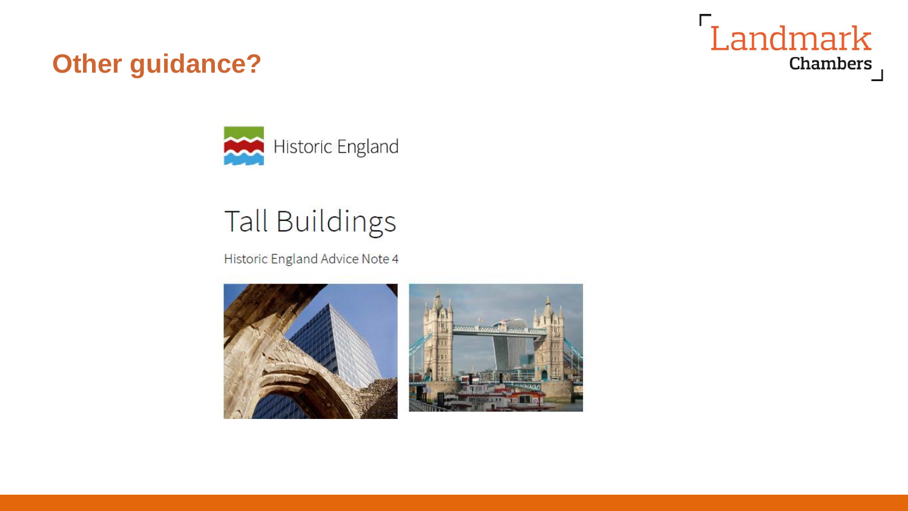## Other guidance?

Historic England

# Tall Buildings

Historic England Advice Note 4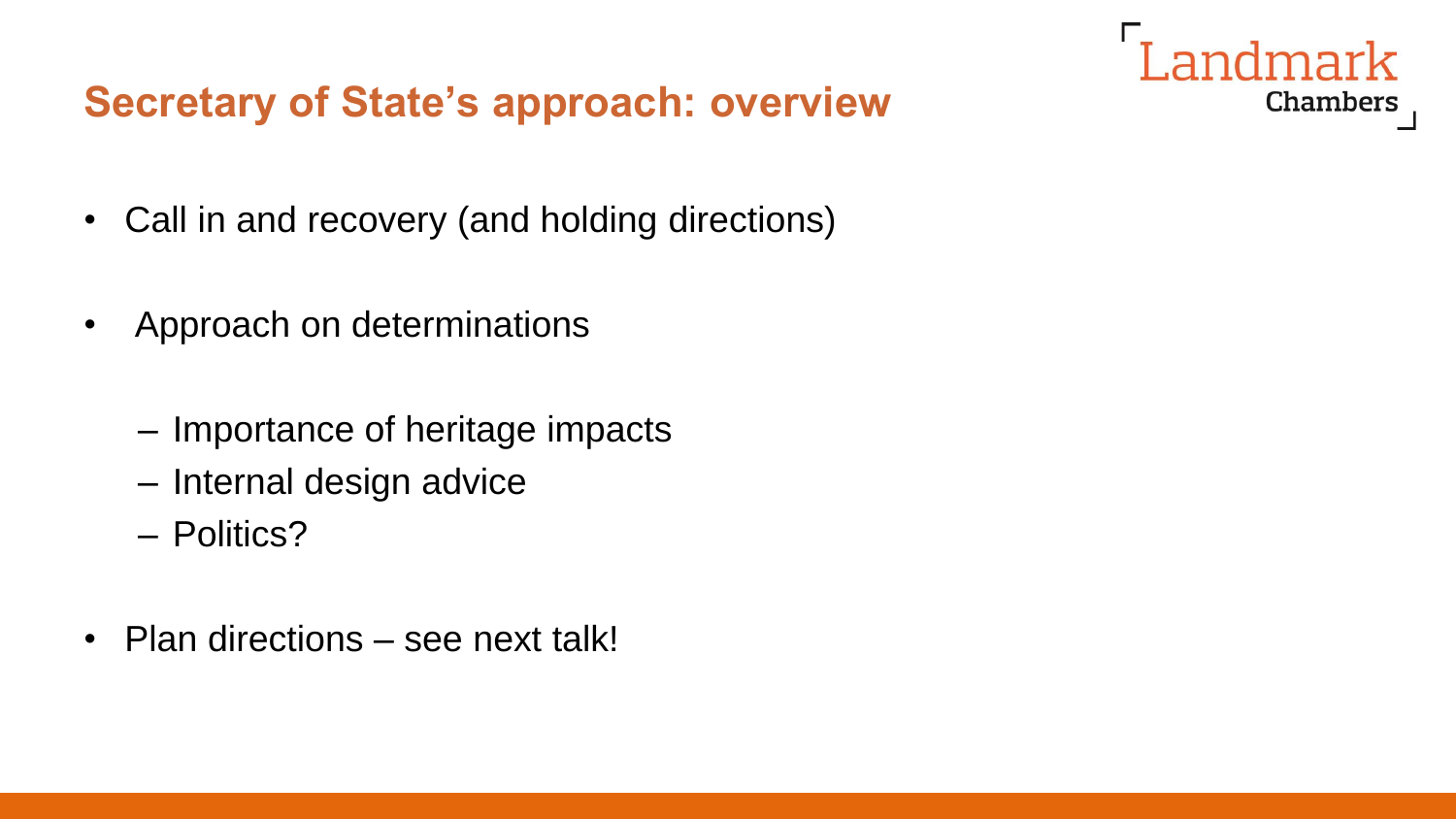## Secretary of State's approach: overview

- Call in and recovery (and holding directions)
- Approach on determinations
  - Importance of heritage impacts
  - Internal design advice
  - Politics?
- Plan directions – see next talk!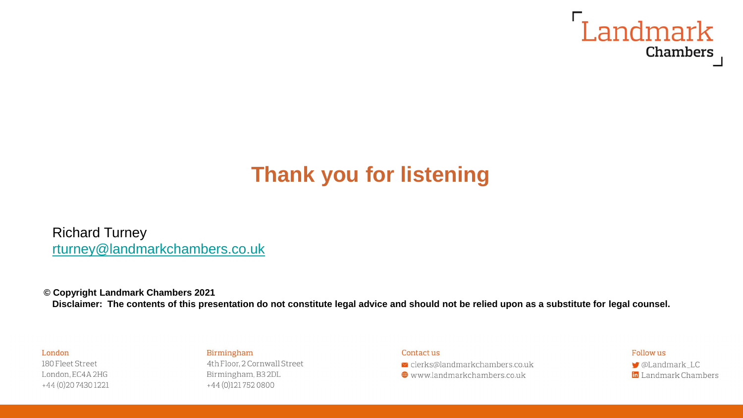Landmark Chambers

# Thank you for listening

Richard Turney
rturney@landmarkchambers.co.uk

**© Copyright Landmark Chambers 2021**
**Disclaimer: The contents of this presentation do not constitute legal advice and should not be relied upon as a substitute for legal counsel.**

London
180 Fleet Street
London, EC4A 2HG
+44 (0)20 7430 1221

Birmingham
4th Floor, 2 Cornwall Street
Birmingham, B3 2DL
+44 (0)121 752 0800

Contact us
clerks@landmarkchambers.co.uk
www.landmarkchambers.co.uk

Follow us
@Landmark_LC
Landmark Chambers